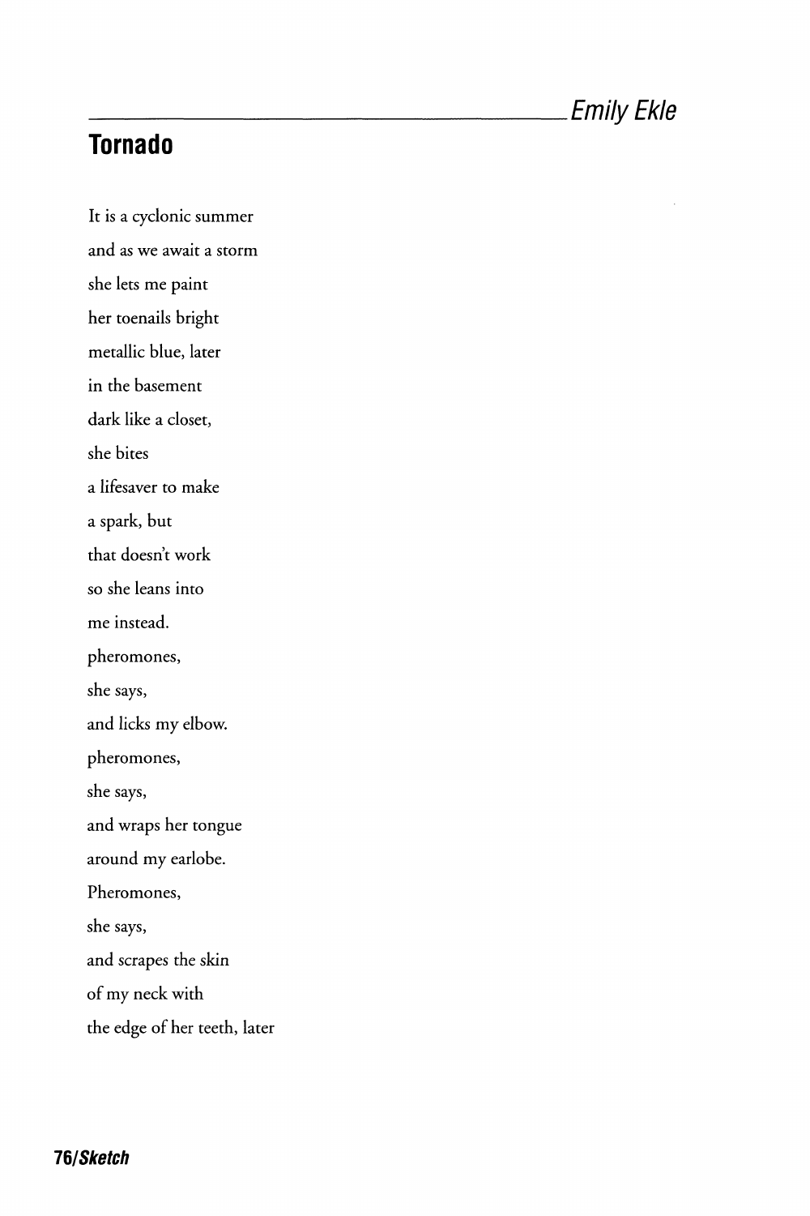# Tornado

*Emily Ekle*

It is a cyclonic summer
and as we await a storm
she lets me paint
her toenails bright
metallic blue, later
in the basement
dark like a closet,
she bites
a lifesaver to make
a spark, but
that doesn't work
so she leans into
me instead.
pheromones,
she says,
and licks my elbow.
pheromones,
she says,
and wraps her tongue
around my earlobe.
Pheromones,
she says,
and scrapes the skin
of my neck with
the edge of her teeth, later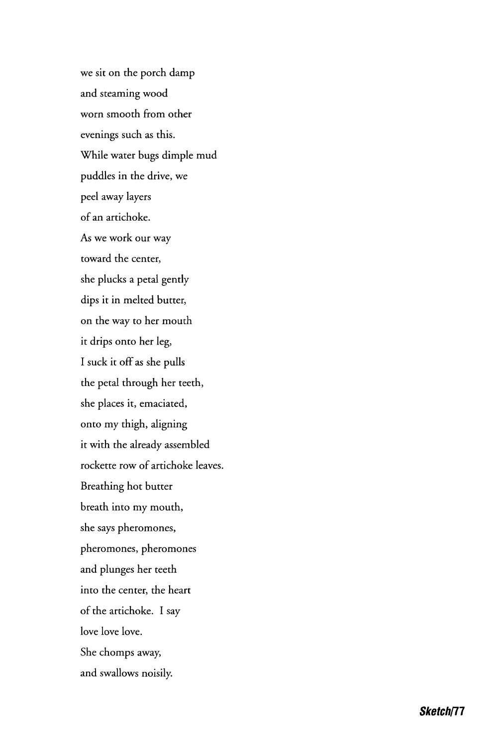we sit on the porch damp  
and steaming wood  
worn smooth from other  
evenings such as this.  
While water bugs dimple mud  
puddles in the drive, we  
peel away layers  
of an artichoke.  
As we work our way  
toward the center,  
she plucks a petal gently  
dips it in melted butter,  
on the way to her mouth  
it drips onto her leg,  
I suck it off as she pulls  
the petal through her teeth,  
she places it, emaciated,  
onto my thigh, aligning  
it with the already assembled  
rockette row of artichoke leaves.  
Breathing hot butter  
breath into my mouth,  
she says pheromones,  
pheromones, pheromones  
and plunges her teeth  
into the center, the heart  
of the artichoke. I say  
love love love.  
She chomps away,  
and swallows noisily.